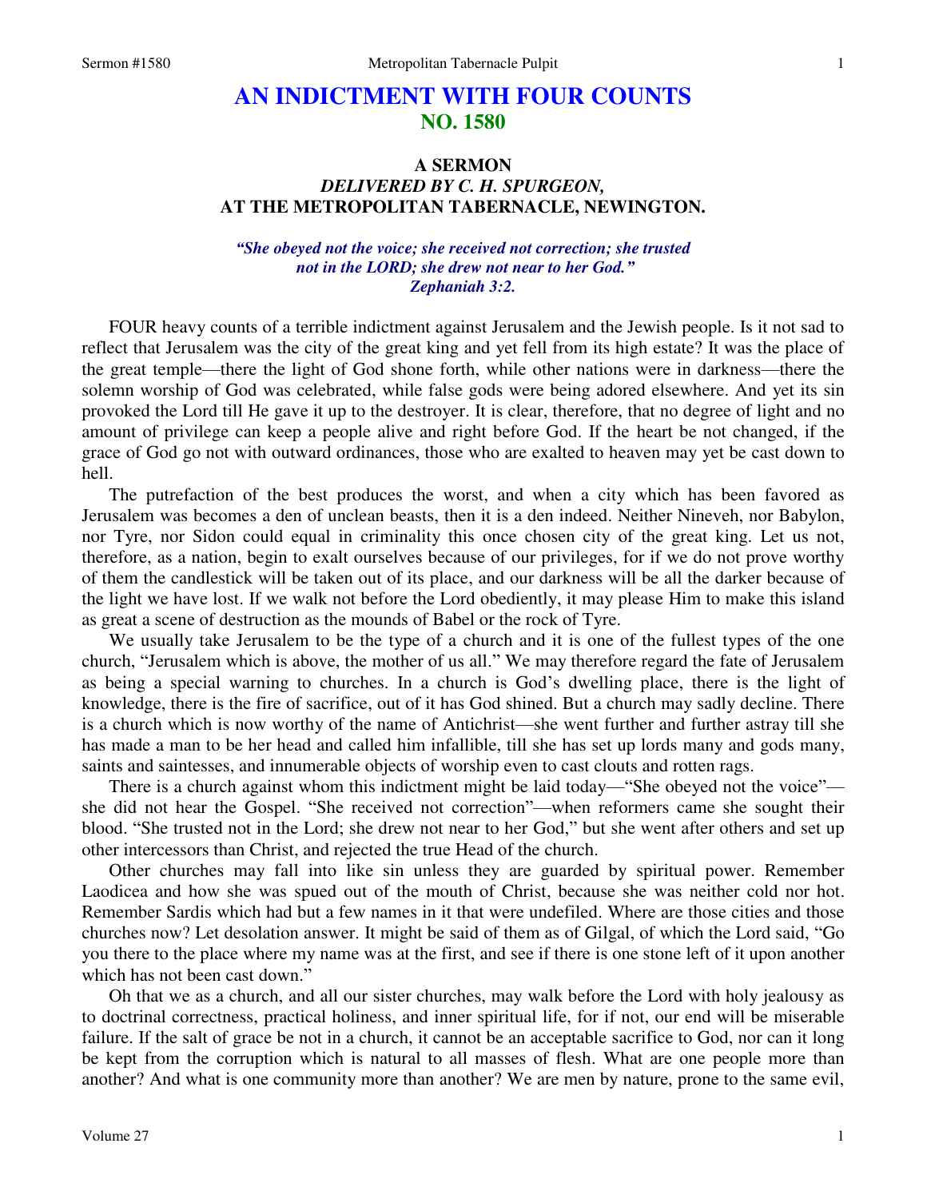# AN INDICTMENT WITH FOUR COUNTS
## NO. 1580

### A SERMON
### *DELIVERED BY C. H. SPURGEON,*
### AT THE METROPOLITAN TABERNACLE, NEWINGTON.

*"She obeyed not the voice; she received not correction; she trusted not in the LORD; she drew not near to her God." Zephaniah 3:2.*

FOUR heavy counts of a terrible indictment against Jerusalem and the Jewish people. Is it not sad to reflect that Jerusalem was the city of the great king and yet fell from its high estate? It was the place of the great temple—there the light of God shone forth, while other nations were in darkness—there the solemn worship of God was celebrated, while false gods were being adored elsewhere. And yet its sin provoked the Lord till He gave it up to the destroyer. It is clear, therefore, that no degree of light and no amount of privilege can keep a people alive and right before God. If the heart be not changed, if the grace of God go not with outward ordinances, those who are exalted to heaven may yet be cast down to hell.

The putrefaction of the best produces the worst, and when a city which has been favored as Jerusalem was becomes a den of unclean beasts, then it is a den indeed. Neither Nineveh, nor Babylon, nor Tyre, nor Sidon could equal in criminality this once chosen city of the great king. Let us not, therefore, as a nation, begin to exalt ourselves because of our privileges, for if we do not prove worthy of them the candlestick will be taken out of its place, and our darkness will be all the darker because of the light we have lost. If we walk not before the Lord obediently, it may please Him to make this island as great a scene of destruction as the mounds of Babel or the rock of Tyre.

We usually take Jerusalem to be the type of a church and it is one of the fullest types of the one church, "Jerusalem which is above, the mother of us all." We may therefore regard the fate of Jerusalem as being a special warning to churches. In a church is God's dwelling place, there is the light of knowledge, there is the fire of sacrifice, out of it has God shined. But a church may sadly decline. There is a church which is now worthy of the name of Antichrist—she went further and further astray till she has made a man to be her head and called him infallible, till she has set up lords many and gods many, saints and saintesses, and innumerable objects of worship even to cast clouts and rotten rags.

There is a church against whom this indictment might be laid today—"She obeyed not the voice"—she did not hear the Gospel. "She received not correction"—when reformers came she sought their blood. "She trusted not in the Lord; she drew not near to her God," but she went after others and set up other intercessors than Christ, and rejected the true Head of the church.

Other churches may fall into like sin unless they are guarded by spiritual power. Remember Laodicea and how she was spued out of the mouth of Christ, because she was neither cold nor hot. Remember Sardis which had but a few names in it that were undefiled. Where are those cities and those churches now? Let desolation answer. It might be said of them as of Gilgal, of which the Lord said, "Go you there to the place where my name was at the first, and see if there is one stone left of it upon another which has not been cast down."

Oh that we as a church, and all our sister churches, may walk before the Lord with holy jealousy as to doctrinal correctness, practical holiness, and inner spiritual life, for if not, our end will be miserable failure. If the salt of grace be not in a church, it cannot be an acceptable sacrifice to God, nor can it long be kept from the corruption which is natural to all masses of flesh. What are one people more than another? And what is one community more than another? We are men by nature, prone to the same evil,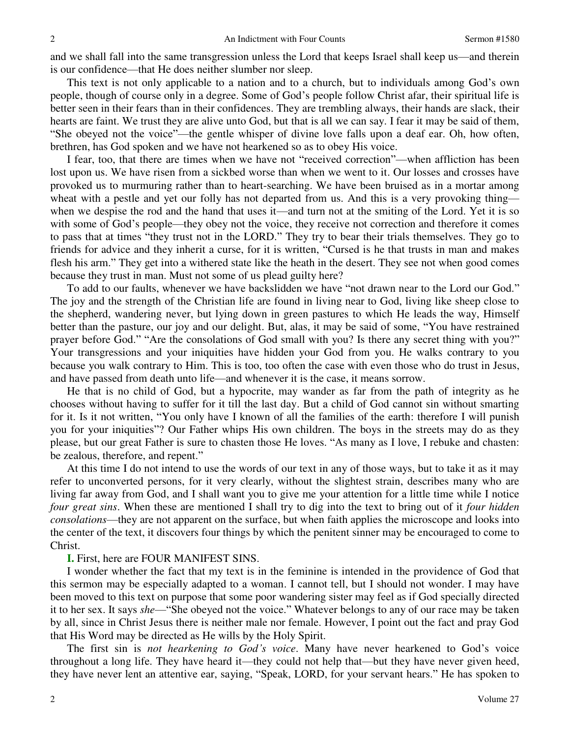and we shall fall into the same transgression unless the Lord that keeps Israel shall keep us—and therein is our confidence—that He does neither slumber nor sleep.

This text is not only applicable to a nation and to a church, but to individuals among God's own people, though of course only in a degree. Some of God's people follow Christ afar, their spiritual life is better seen in their fears than in their confidences. They are trembling always, their hands are slack, their hearts are faint. We trust they are alive unto God, but that is all we can say. I fear it may be said of them, "She obeyed not the voice"—the gentle whisper of divine love falls upon a deaf ear. Oh, how often, brethren, has God spoken and we have not hearkened so as to obey His voice.

I fear, too, that there are times when we have not "received correction"—when affliction has been lost upon us. We have risen from a sickbed worse than when we went to it. Our losses and crosses have provoked us to murmuring rather than to heart-searching. We have been bruised as in a mortar among wheat with a pestle and yet our folly has not departed from us. And this is a very provoking thing—when we despise the rod and the hand that uses it—and turn not at the smiting of the Lord. Yet it is so with some of God's people—they obey not the voice, they receive not correction and therefore it comes to pass that at times "they trust not in the LORD." They try to bear their trials themselves. They go to friends for advice and they inherit a curse, for it is written, "Cursed is he that trusts in man and makes flesh his arm." They get into a withered state like the heath in the desert. They see not when good comes because they trust in man. Must not some of us plead guilty here?

To add to our faults, whenever we have backslidden we have "not drawn near to the Lord our God." The joy and the strength of the Christian life are found in living near to God, living like sheep close to the shepherd, wandering never, but lying down in green pastures to which He leads the way, Himself better than the pasture, our joy and our delight. But, alas, it may be said of some, "You have restrained prayer before God." "Are the consolations of God small with you? Is there any secret thing with you?" Your transgressions and your iniquities have hidden your God from you. He walks contrary to you because you walk contrary to Him. This is too, too often the case with even those who do trust in Jesus, and have passed from death unto life—and whenever it is the case, it means sorrow.

He that is no child of God, but a hypocrite, may wander as far from the path of integrity as he chooses without having to suffer for it till the last day. But a child of God cannot sin without smarting for it. Is it not written, "You only have I known of all the families of the earth: therefore I will punish you for your iniquities"? Our Father whips His own children. The boys in the streets may do as they please, but our great Father is sure to chasten those He loves. "As many as I love, I rebuke and chasten: be zealous, therefore, and repent."

At this time I do not intend to use the words of our text in any of those ways, but to take it as it may refer to unconverted persons, for it very clearly, without the slightest strain, describes many who are living far away from God, and I shall want you to give me your attention for a little time while I notice *four great sins*. When these are mentioned I shall try to dig into the text to bring out of it *four hidden consolations*—they are not apparent on the surface, but when faith applies the microscope and looks into the center of the text, it discovers four things by which the penitent sinner may be encouraged to come to Christ.

**I.** First, here are FOUR MANIFEST SINS.

I wonder whether the fact that my text is in the feminine is intended in the providence of God that this sermon may be especially adapted to a woman. I cannot tell, but I should not wonder. I may have been moved to this text on purpose that some poor wandering sister may feel as if God specially directed it to her sex. It says *she*—"She obeyed not the voice." Whatever belongs to any of our race may be taken by all, since in Christ Jesus there is neither male nor female. However, I point out the fact and pray God that His Word may be directed as He wills by the Holy Spirit.

The first sin is *not hearkening to God's voice*. Many have never hearkened to God's voice throughout a long life. They have heard it—they could not help that—but they have never given heed, they have never lent an attentive ear, saying, "Speak, LORD, for your servant hears." He has spoken to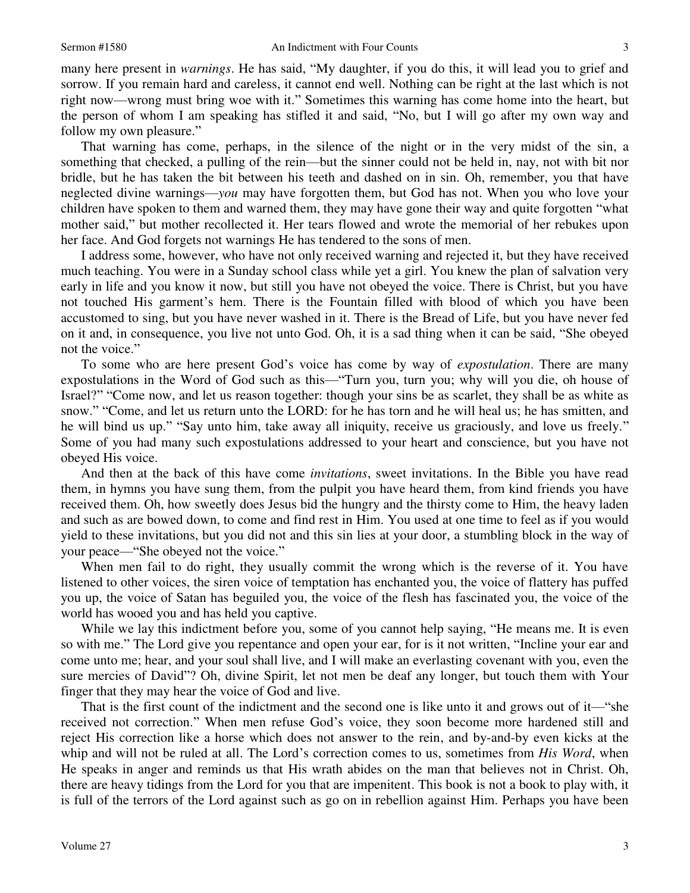many here present in *warnings*. He has said, "My daughter, if you do this, it will lead you to grief and sorrow. If you remain hard and careless, it cannot end well. Nothing can be right at the last which is not right now—wrong must bring woe with it." Sometimes this warning has come home into the heart, but the person of whom I am speaking has stifled it and said, "No, but I will go after my own way and follow my own pleasure."

That warning has come, perhaps, in the silence of the night or in the very midst of the sin, a something that checked, a pulling of the rein—but the sinner could not be held in, nay, not with bit nor bridle, but he has taken the bit between his teeth and dashed on in sin. Oh, remember, you that have neglected divine warnings—*you* may have forgotten them, but God has not. When you who love your children have spoken to them and warned them, they may have gone their way and quite forgotten "what mother said," but mother recollected it. Her tears flowed and wrote the memorial of her rebukes upon her face. And God forgets not warnings He has tendered to the sons of men.

I address some, however, who have not only received warning and rejected it, but they have received much teaching. You were in a Sunday school class while yet a girl. You knew the plan of salvation very early in life and you know it now, but still you have not obeyed the voice. There is Christ, but you have not touched His garment's hem. There is the Fountain filled with blood of which you have been accustomed to sing, but you have never washed in it. There is the Bread of Life, but you have never fed on it and, in consequence, you live not unto God. Oh, it is a sad thing when it can be said, "She obeyed not the voice."

To some who are here present God's voice has come by way of *expostulation*. There are many expostulations in the Word of God such as this—"Turn you, turn you; why will you die, oh house of Israel?" "Come now, and let us reason together: though your sins be as scarlet, they shall be as white as snow." "Come, and let us return unto the LORD: for he has torn and he will heal us; he has smitten, and he will bind us up." "Say unto him, take away all iniquity, receive us graciously, and love us freely." Some of you had many such expostulations addressed to your heart and conscience, but you have not obeyed His voice.

And then at the back of this have come *invitations*, sweet invitations. In the Bible you have read them, in hymns you have sung them, from the pulpit you have heard them, from kind friends you have received them. Oh, how sweetly does Jesus bid the hungry and the thirsty come to Him, the heavy laden and such as are bowed down, to come and find rest in Him. You used at one time to feel as if you would yield to these invitations, but you did not and this sin lies at your door, a stumbling block in the way of your peace—"She obeyed not the voice."

When men fail to do right, they usually commit the wrong which is the reverse of it. You have listened to other voices, the siren voice of temptation has enchanted you, the voice of flattery has puffed you up, the voice of Satan has beguiled you, the voice of the flesh has fascinated you, the voice of the world has wooed you and has held you captive.

While we lay this indictment before you, some of you cannot help saying, "He means me. It is even so with me." The Lord give you repentance and open your ear, for is it not written, "Incline your ear and come unto me; hear, and your soul shall live, and I will make an everlasting covenant with you, even the sure mercies of David"? Oh, divine Spirit, let not men be deaf any longer, but touch them with Your finger that they may hear the voice of God and live.

That is the first count of the indictment and the second one is like unto it and grows out of it—"she received not correction." When men refuse God's voice, they soon become more hardened still and reject His correction like a horse which does not answer to the rein, and by-and-by even kicks at the whip and will not be ruled at all. The Lord's correction comes to us, sometimes from *His Word*, when He speaks in anger and reminds us that His wrath abides on the man that believes not in Christ. Oh, there are heavy tidings from the Lord for you that are impenitent. This book is not a book to play with, it is full of the terrors of the Lord against such as go on in rebellion against Him. Perhaps you have been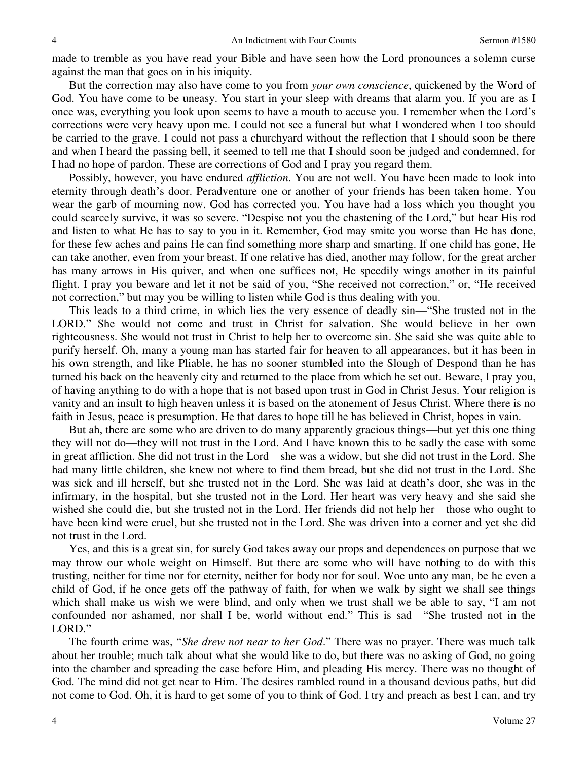made to tremble as you have read your Bible and have seen how the Lord pronounces a solemn curse against the man that goes on in his iniquity.

But the correction may also have come to you from *your own conscience*, quickened by the Word of God. You have come to be uneasy. You start in your sleep with dreams that alarm you. If you are as I once was, everything you look upon seems to have a mouth to accuse you. I remember when the Lord's corrections were very heavy upon me. I could not see a funeral but what I wondered when I too should be carried to the grave. I could not pass a churchyard without the reflection that I should soon be there and when I heard the passing bell, it seemed to tell me that I should soon be judged and condemned, for I had no hope of pardon. These are corrections of God and I pray you regard them.

Possibly, however, you have endured *affliction*. You are not well. You have been made to look into eternity through death's door. Peradventure one or another of your friends has been taken home. You wear the garb of mourning now. God has corrected you. You have had a loss which you thought you could scarcely survive, it was so severe. "Despise not you the chastening of the Lord," but hear His rod and listen to what He has to say to you in it. Remember, God may smite you worse than He has done, for these few aches and pains He can find something more sharp and smarting. If one child has gone, He can take another, even from your breast. If one relative has died, another may follow, for the great archer has many arrows in His quiver, and when one suffices not, He speedily wings another in its painful flight. I pray you beware and let it not be said of you, "She received not correction," or, "He received not correction," but may you be willing to listen while God is thus dealing with you.

This leads to a third crime, in which lies the very essence of deadly sin—"She trusted not in the LORD." She would not come and trust in Christ for salvation. She would believe in her own righteousness. She would not trust in Christ to help her to overcome sin. She said she was quite able to purify herself. Oh, many a young man has started fair for heaven to all appearances, but it has been in his own strength, and like Pliable, he has no sooner stumbled into the Slough of Despond than he has turned his back on the heavenly city and returned to the place from which he set out. Beware, I pray you, of having anything to do with a hope that is not based upon trust in God in Christ Jesus. Your religion is vanity and an insult to high heaven unless it is based on the atonement of Jesus Christ. Where there is no faith in Jesus, peace is presumption. He that dares to hope till he has believed in Christ, hopes in vain.

But ah, there are some who are driven to do many apparently gracious things—but yet this one thing they will not do—they will not trust in the Lord. And I have known this to be sadly the case with some in great affliction. She did not trust in the Lord—she was a widow, but she did not trust in the Lord. She had many little children, she knew not where to find them bread, but she did not trust in the Lord. She was sick and ill herself, but she trusted not in the Lord. She was laid at death's door, she was in the infirmary, in the hospital, but she trusted not in the Lord. Her heart was very heavy and she said she wished she could die, but she trusted not in the Lord. Her friends did not help her—those who ought to have been kind were cruel, but she trusted not in the Lord. She was driven into a corner and yet she did not trust in the Lord.

Yes, and this is a great sin, for surely God takes away our props and dependences on purpose that we may throw our whole weight on Himself. But there are some who will have nothing to do with this trusting, neither for time nor for eternity, neither for body nor for soul. Woe unto any man, be he even a child of God, if he once gets off the pathway of faith, for when we walk by sight we shall see things which shall make us wish we were blind, and only when we trust shall we be able to say, "I am not confounded nor ashamed, nor shall I be, world without end." This is sad—"She trusted not in the LORD."

The fourth crime was, "*She drew not near to her God*." There was no prayer. There was much talk about her trouble; much talk about what she would like to do, but there was no asking of God, no going into the chamber and spreading the case before Him, and pleading His mercy. There was no thought of God. The mind did not get near to Him. The desires rambled round in a thousand devious paths, but did not come to God. Oh, it is hard to get some of you to think of God. I try and preach as best I can, and try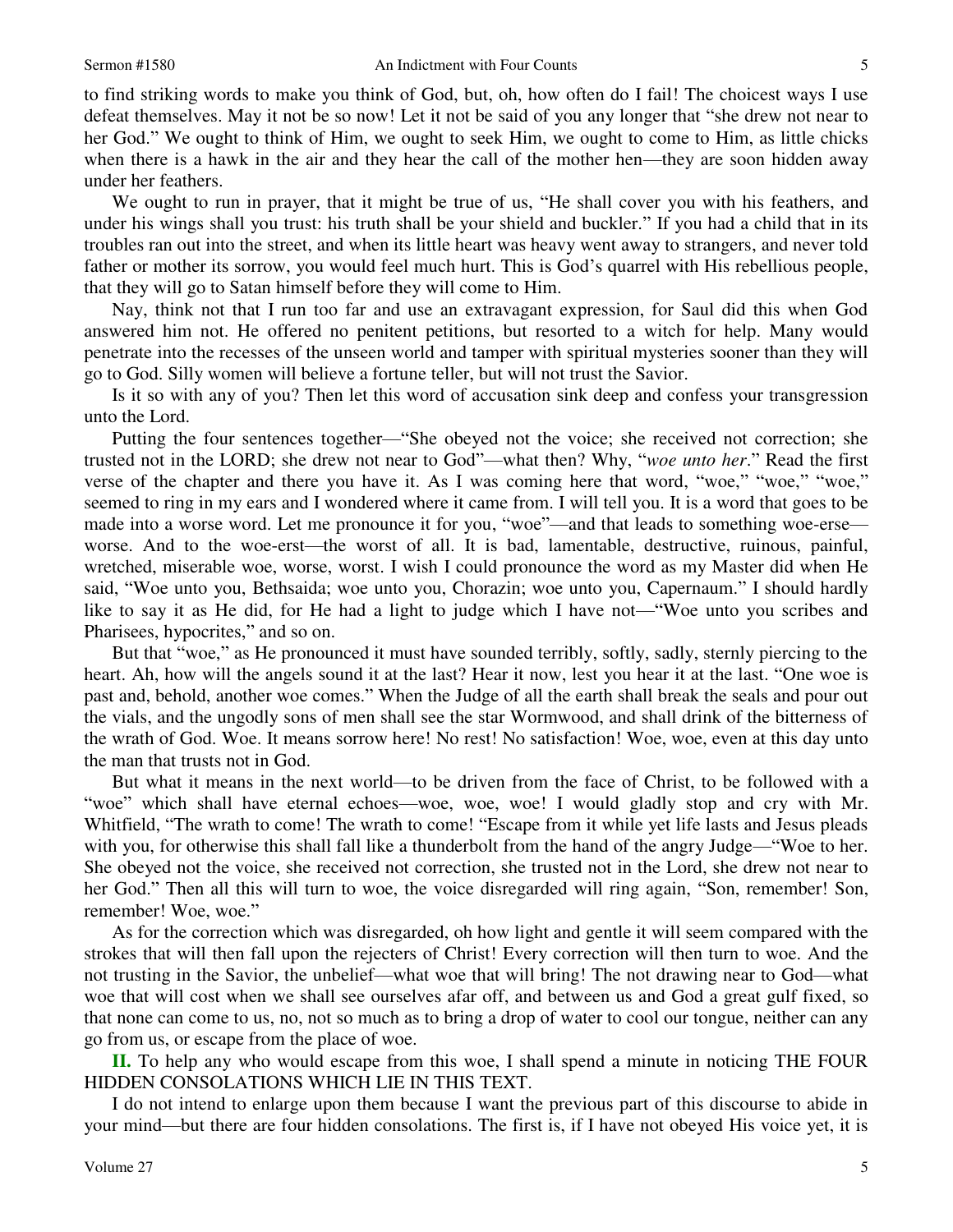to find striking words to make you think of God, but, oh, how often do I fail! The choicest ways I use defeat themselves. May it not be so now! Let it not be said of you any longer that "she drew not near to her God." We ought to think of Him, we ought to seek Him, we ought to come to Him, as little chicks when there is a hawk in the air and they hear the call of the mother hen—they are soon hidden away under her feathers.

We ought to run in prayer, that it might be true of us, "He shall cover you with his feathers, and under his wings shall you trust: his truth shall be your shield and buckler." If you had a child that in its troubles ran out into the street, and when its little heart was heavy went away to strangers, and never told father or mother its sorrow, you would feel much hurt. This is God's quarrel with His rebellious people, that they will go to Satan himself before they will come to Him.

Nay, think not that I run too far and use an extravagant expression, for Saul did this when God answered him not. He offered no penitent petitions, but resorted to a witch for help. Many would penetrate into the recesses of the unseen world and tamper with spiritual mysteries sooner than they will go to God. Silly women will believe a fortune teller, but will not trust the Savior.

Is it so with any of you? Then let this word of accusation sink deep and confess your transgression unto the Lord.

Putting the four sentences together—"She obeyed not the voice; she received not correction; she trusted not in the LORD; she drew not near to God"—what then? Why, "*woe unto her*." Read the first verse of the chapter and there you have it. As I was coming here that word, "woe," "woe," "woe," seemed to ring in my ears and I wondered where it came from. I will tell you. It is a word that goes to be made into a worse word. Let me pronounce it for you, "woe"—and that leads to something woe-erse—worse. And to the woe-erst—the worst of all. It is bad, lamentable, destructive, ruinous, painful, wretched, miserable woe, worse, worst. I wish I could pronounce the word as my Master did when He said, "Woe unto you, Bethsaida; woe unto you, Chorazin; woe unto you, Capernaum." I should hardly like to say it as He did, for He had a light to judge which I have not—"Woe unto you scribes and Pharisees, hypocrites," and so on.

But that "woe," as He pronounced it must have sounded terribly, softly, sadly, sternly piercing to the heart. Ah, how will the angels sound it at the last? Hear it now, lest you hear it at the last. "One woe is past and, behold, another woe comes." When the Judge of all the earth shall break the seals and pour out the vials, and the ungodly sons of men shall see the star Wormwood, and shall drink of the bitterness of the wrath of God. Woe. It means sorrow here! No rest! No satisfaction! Woe, woe, even at this day unto the man that trusts not in God.

But what it means in the next world—to be driven from the face of Christ, to be followed with a "woe" which shall have eternal echoes—woe, woe, woe! I would gladly stop and cry with Mr. Whitfield, "The wrath to come! The wrath to come! "Escape from it while yet life lasts and Jesus pleads with you, for otherwise this shall fall like a thunderbolt from the hand of the angry Judge—"Woe to her. She obeyed not the voice, she received not correction, she trusted not in the Lord, she drew not near to her God." Then all this will turn to woe, the voice disregarded will ring again, "Son, remember! Son, remember! Woe, woe."

As for the correction which was disregarded, oh how light and gentle it will seem compared with the strokes that will then fall upon the rejecters of Christ! Every correction will then turn to woe. And the not trusting in the Savior, the unbelief—what woe that will bring! The not drawing near to God—what woe that will cost when we shall see ourselves afar off, and between us and God a great gulf fixed, so that none can come to us, no, not so much as to bring a drop of water to cool our tongue, neither can any go from us, or escape from the place of woe.

**II.** To help any who would escape from this woe, I shall spend a minute in noticing THE FOUR HIDDEN CONSOLATIONS WHICH LIE IN THIS TEXT.

I do not intend to enlarge upon them because I want the previous part of this discourse to abide in your mind—but there are four hidden consolations. The first is, if I have not obeyed His voice yet, it is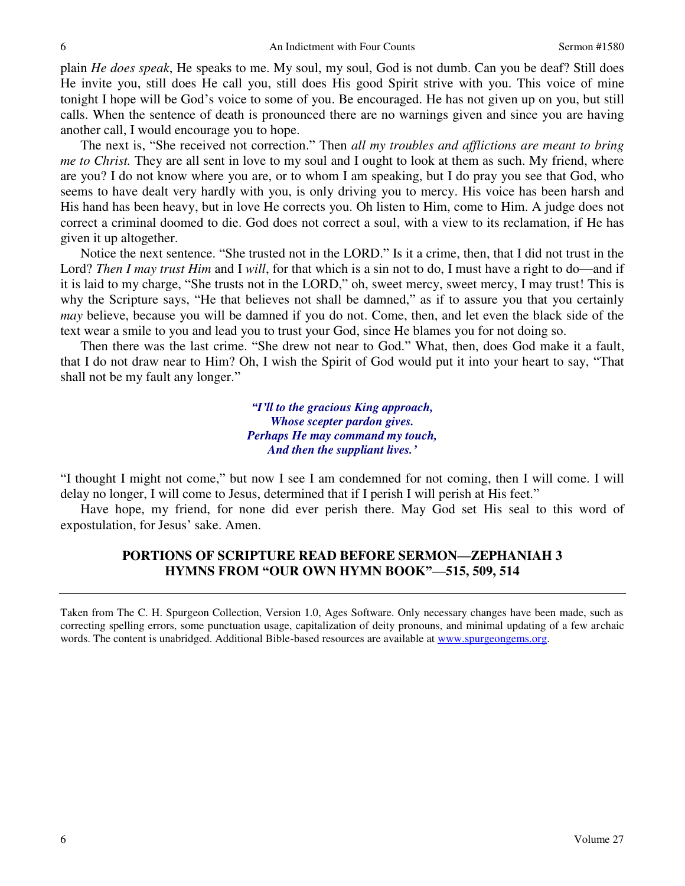plain *He does speak*, He speaks to me. My soul, my soul, God is not dumb. Can you be deaf? Still does He invite you, still does He call you, still does His good Spirit strive with you. This voice of mine tonight I hope will be God's voice to some of you. Be encouraged. He has not given up on you, but still calls. When the sentence of death is pronounced there are no warnings given and since you are having another call, I would encourage you to hope.

The next is, "She received not correction." Then *all my troubles and afflictions are meant to bring me to Christ.* They are all sent in love to my soul and I ought to look at them as such. My friend, where are you? I do not know where you are, or to whom I am speaking, but I do pray you see that God, who seems to have dealt very hardly with you, is only driving you to mercy. His voice has been harsh and His hand has been heavy, but in love He corrects you. Oh listen to Him, come to Him. A judge does not correct a criminal doomed to die. God does not correct a soul, with a view to its reclamation, if He has given it up altogether.

Notice the next sentence. "She trusted not in the LORD." Is it a crime, then, that I did not trust in the Lord? *Then I may trust Him* and I *will*, for that which is a sin not to do, I must have a right to do—and if it is laid to my charge, "She trusts not in the LORD," oh, sweet mercy, sweet mercy, I may trust! This is why the Scripture says, "He that believes not shall be damned," as if to assure you that you certainly *may* believe, because you will be damned if you do not. Come, then, and let even the black side of the text wear a smile to you and lead you to trust your God, since He blames you for not doing so.

Then there was the last crime. "She drew not near to God." What, then, does God make it a fault, that I do not draw near to Him? Oh, I wish the Spirit of God would put it into your heart to say, "That shall not be my fault any longer."

> ***"I'll to the gracious King approach,***
> ***Whose scepter pardon gives.***
> ***Perhaps He may command my touch,***
> ***And then the suppliant lives.'***

"I thought I might not come," but now I see I am condemned for not coming, then I will come. I will delay no longer, I will come to Jesus, determined that if I perish I will perish at His feet."

Have hope, my friend, for none did ever perish there. May God set His seal to this word of expostulation, for Jesus' sake. Amen.

**PORTIONS OF SCRIPTURE READ BEFORE SERMON—ZEPHANIAH 3**
**HYMNS FROM "OUR OWN HYMN BOOK"—515, 509, 514**

---

Taken from The C. H. Spurgeon Collection, Version 1.0, Ages Software. Only necessary changes have been made, such as correcting spelling errors, some punctuation usage, capitalization of deity pronouns, and minimal updating of a few archaic words. The content is unabridged. Additional Bible-based resources are available at www.spurgeongems.org.